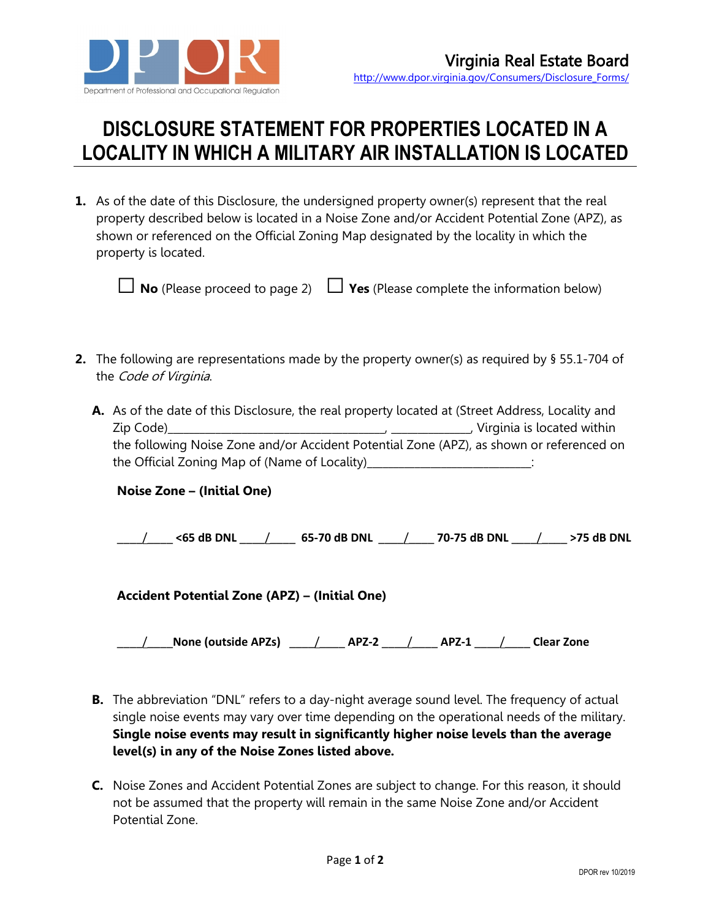Department of Professional and Occupational Regulation

Virginia Real Estate Board
http://www.dpor.virginia.gov/Consumers/Disclosure_Forms/

# DISCLOSURE STATEMENT FOR PROPERTIES LOCATED IN A LOCALITY IN WHICH A MILITARY AIR INSTALLATION IS LOCATED

**1.** As of the date of this Disclosure, the undersigned property owner(s) represent that the real property described below is located in a Noise Zone and/or Accident Potential Zone (APZ), as shown or referenced on the Official Zoning Map designated by the locality in which the property is located.

☐ **No** (Please proceed to page 2) ☐ **Yes** (Please complete the information below)

**2.** The following are representations made by the property owner(s) as required by § 55.1-704 of the *Code of Virginia*.

**A.** As of the date of this Disclosure, the real property located at (Street Address, Locality and Zip Code)____________________________________, _____________, Virginia is located within the following Noise Zone and/or Accident Potential Zone (APZ), as shown or referenced on the Official Zoning Map of (Name of Locality)___________________________:

**Noise Zone – (Initial One)**

**_____/_____ <65 dB DNL _____/_____ 65-70 dB DNL _____/_____ 70-75 dB DNL _____/_____ >75 dB DNL**

**Accident Potential Zone (APZ) – (Initial One)**

**_____/_____None (outside APZs) _____/_____ APZ-2 _____/_____ APZ-1 _____/_____ Clear Zone**

**B.** The abbreviation "DNL" refers to a day-night average sound level. The frequency of actual single noise events may vary over time depending on the operational needs of the military. **Single noise events may result in significantly higher noise levels than the average level(s) in any of the Noise Zones listed above.**

**C.** Noise Zones and Accident Potential Zones are subject to change. For this reason, it should not be assumed that the property will remain in the same Noise Zone and/or Accident Potential Zone.

DPOR rev 10/2019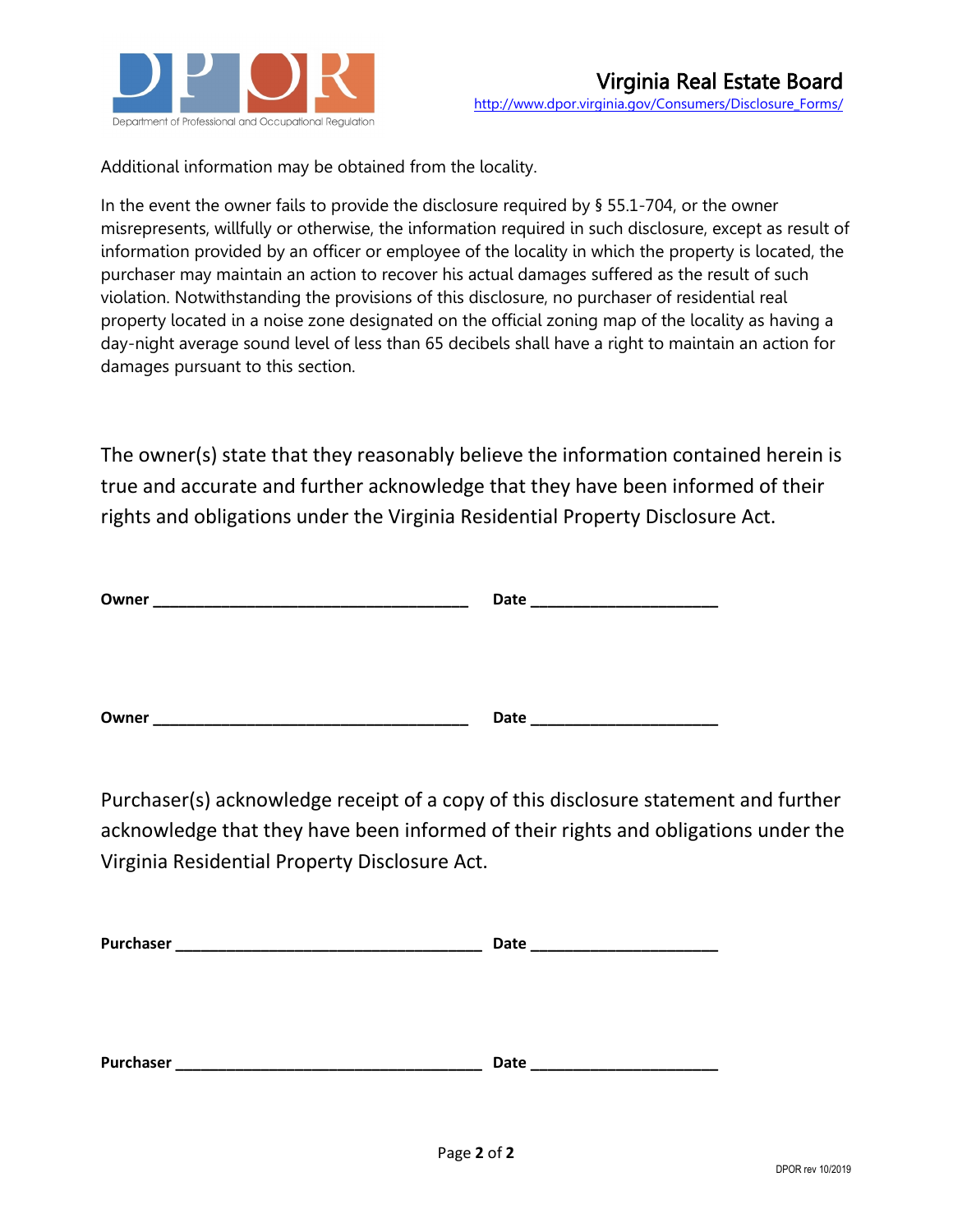Additional information may be obtained from the locality.

In the event the owner fails to provide the disclosure required by § 55.1-704, or the owner misrepresents, willfully or otherwise, the information required in such disclosure, except as result of information provided by an officer or employee of the locality in which the property is located, the purchaser may maintain an action to recover his actual damages suffered as the result of such violation. Notwithstanding the provisions of this disclosure, no purchaser of residential real property located in a noise zone designated on the official zoning map of the locality as having a day-night average sound level of less than 65 decibels shall have a right to maintain an action for damages pursuant to this section.

The owner(s) state that they reasonably believe the information contained herein is true and accurate and further acknowledge that they have been informed of their rights and obligations under the Virginia Residential Property Disclosure Act.

**Owner** ______________________________________ **Date** ______________________

**Owner** ______________________________________ **Date** ______________________

Purchaser(s) acknowledge receipt of a copy of this disclosure statement and further acknowledge that they have been informed of their rights and obligations under the Virginia Residential Property Disclosure Act.

**Purchaser** ____________________________________ **Date** ______________________

**Purchaser** ____________________________________ **Date** ______________________